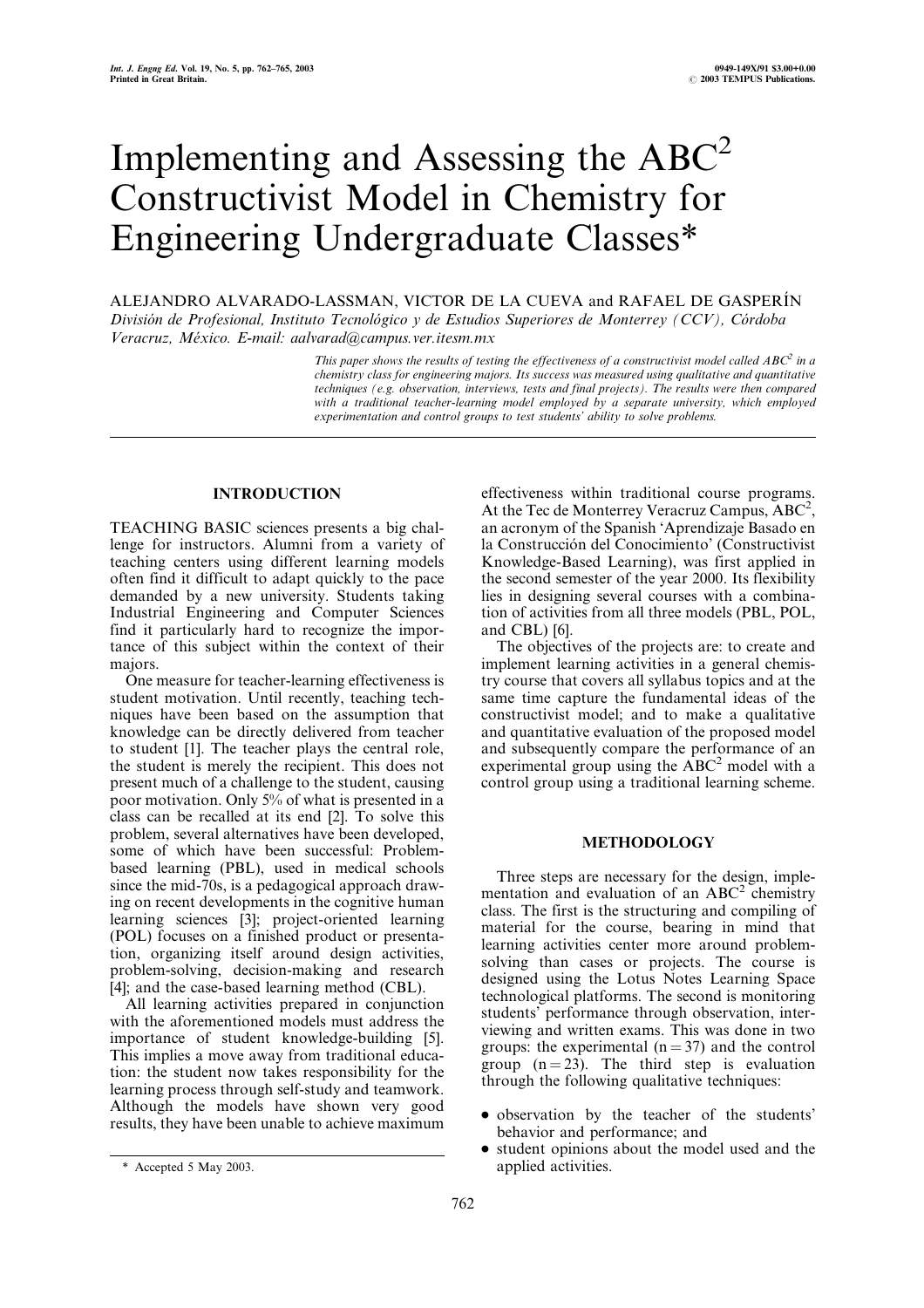# Implementing and Assessing the ABC$^2$ Constructivist Model in Chemistry for Engineering Undergraduate Classes*

ALEJANDRO ALVARADO-LASSMAN, VICTOR DE LA CUEVA and RAFAEL DE GASPERÍN

*División de Profesional, Instituto Tecnológico y de Estudios Superiores de Monterrey (CCV), Córdoba Veracruz, México. E-mail: aalvarad@campus.ver.itesm.mx*

*This paper shows the results of testing the effectiveness of a constructivist model called ABC$^2$ in a chemistry class for engineering majors. Its success was measured using qualitative and quantitative techniques (e.g. observation, interviews, tests and final projects). The results were then compared with a traditional teacher-learning model employed by a separate university, which employed experimentation and control groups to test students' ability to solve problems.*

## INTRODUCTION

TEACHING BASIC sciences presents a big challenge for instructors. Alumni from a variety of teaching centers using different learning models often find it difficult to adapt quickly to the pace demanded by a new university. Students taking Industrial Engineering and Computer Sciences find it particularly hard to recognize the importance of this subject within the context of their majors.

One measure for teacher-learning effectiveness is student motivation. Until recently, teaching techniques have been based on the assumption that knowledge can be directly delivered from teacher to student [1]. The teacher plays the central role, the student is merely the recipient. This does not present much of a challenge to the student, causing poor motivation. Only 5% of what is presented in a class can be recalled at its end [2]. To solve this problem, several alternatives have been developed, some of which have been successful: Problem-based learning (PBL), used in medical schools since the mid-70s, is a pedagogical approach drawing on recent developments in the cognitive human learning sciences [3]; project-oriented learning (POL) focuses on a finished product or presentation, organizing itself around design activities, problem-solving, decision-making and research [4]; and the case-based learning method (CBL).

All learning activities prepared in conjunction with the aforementioned models must address the importance of student knowledge-building [5]. This implies a move away from traditional education: the student now takes responsibility for the learning process through self-study and teamwork. Although the models have shown very good results, they have been unable to achieve maximum effectiveness within traditional course programs. At the Tec de Monterrey Veracruz Campus, ABC$^2$, an acronym of the Spanish 'Aprendizaje Basado en la Construcción del Conocimiento' (Constructivist Knowledge-Based Learning), was first applied in the second semester of the year 2000. Its flexibility lies in designing several courses with a combination of activities from all three models (PBL, POL, and CBL) [6].

The objectives of the projects are: to create and implement learning activities in a general chemistry course that covers all syllabus topics and at the same time capture the fundamental ideas of the constructivist model; and to make a qualitative and quantitative evaluation of the proposed model and subsequently compare the performance of an experimental group using the ABC$^2$ model with a control group using a traditional learning scheme.

## METHODOLOGY

Three steps are necessary for the design, implementation and evaluation of an ABC$^2$ chemistry class. The first is the structuring and compiling of material for the course, bearing in mind that learning activities center more around problem-solving than cases or projects. The course is designed using the Lotus Notes Learning Space technological platforms. The second is monitoring students' performance through observation, interviewing and written exams. This was done in two groups: the experimental ($n = 37$) and the control group ($n = 23$). The third step is evaluation through the following qualitative techniques:

- observation by the teacher of the students' behavior and performance; and
- student opinions about the model used and the applied activities.

\* Accepted 5 May 2003.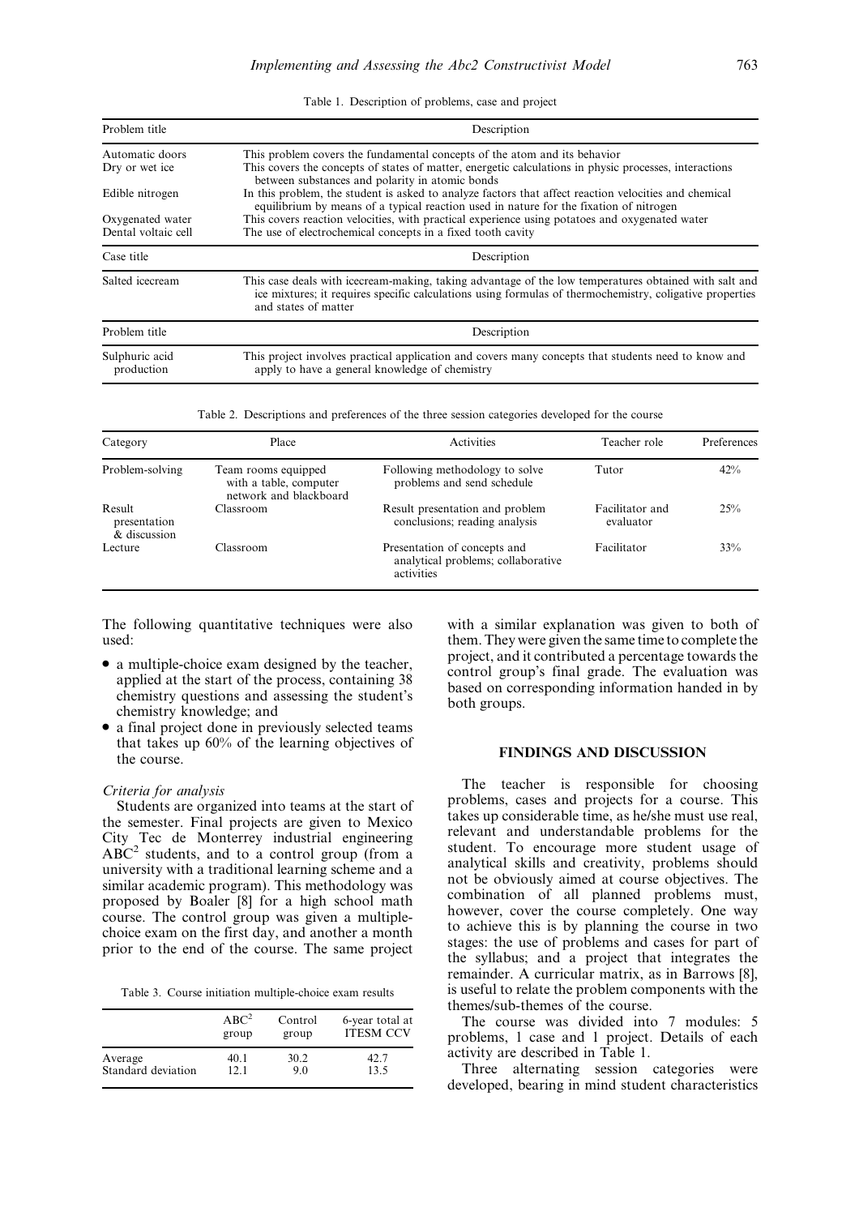Table 1. Description of problems, case and project

| Problem title | Description |
| --- | --- |
| Automatic doors | This problem covers the fundamental concepts of the atom and its behavior |
| Dry or wet ice | This covers the concepts of states of matter, energetic calculations in physic processes, interactions between substances and polarity in atomic bonds |
| Edible nitrogen | In this problem, the student is asked to analyze factors that affect reaction velocities and chemical equilibrium by means of a typical reaction used in nature for the fixation of nitrogen |
| Oxygenated water | This covers reaction velocities, with practical experience using potatoes and oxygenated water |
| Dental voltaic cell | The use of electrochemical concepts in a fixed tooth cavity |
| **Case title** | **Description** |
| Salted icecream | This case deals with icecream-making, taking advantage of the low temperatures obtained with salt and ice mixtures; it requires specific calculations using formulas of thermochemistry, coligative properties and states of matter |
| **Problem title** | **Description** |
| Sulphuric acid production | This project involves practical application and covers many concepts that students need to know and apply to have a general knowledge of chemistry |

Table 2. Descriptions and preferences of the three session categories developed for the course

| Category | Place | Activities | Teacher role | Preferences |
| --- | --- | --- | --- | --- |
| Problem-solving | Team rooms equipped with a table, computer network and blackboard | Following methodology to solve problems and send schedule | Tutor | 42% |
| Result presentation & discussion | Classroom | Result presentation and problem conclusions; reading analysis | Facilitator and evaluator | 25% |
| Lecture | Classroom | Presentation of concepts and analytical problems; collaborative activities | Facilitator | 33% |

The following quantitative techniques were also used:

- a multiple-choice exam designed by the teacher, applied at the start of the process, containing 38 chemistry questions and assessing the student's chemistry knowledge; and
- a final project done in previously selected teams that takes up 60% of the learning objectives of the course.

*Criteria for analysis*

Students are organized into teams at the start of the semester. Final projects are given to Mexico City Tec de Monterrey industrial engineering $ABC^2$ students, and to a control group (from a university with a traditional learning scheme and a similar academic program). This methodology was proposed by Boaler [8] for a high school math course. The control group was given a multiple-choice exam on the first day, and another a month prior to the end of the course. The same project with a similar explanation was given to both of them. They were given the same time to complete the project, and it contributed a percentage towards the control group's final grade. The evaluation was based on corresponding information handed in by both groups.

Table 3. Course initiation multiple-choice exam results

| | $ABC^2$ group | Control group | 6-year total at ITESM CCV |
| --- | --- | --- | --- |
| Average | 40.1 | 30.2 | 42.7 |
| Standard deviation | 12.1 | 9.0 | 13.5 |

## FINDINGS AND DISCUSSION

The teacher is responsible for choosing problems, cases and projects for a course. This takes up considerable time, as he/she must use real, relevant and understandable problems for the student. To encourage more student usage of analytical skills and creativity, problems should not be obviously aimed at course objectives. The combination of all planned problems must, however, cover the course completely. One way to achieve this is by planning the course in two stages: the use of problems and cases for part of the syllabus; and a project that integrates the remainder. A curricular matrix, as in Barrows [8], is useful to relate the problem components with the themes/sub-themes of the course.

The course was divided into 7 modules: 5 problems, 1 case and 1 project. Details of each activity are described in Table 1.

Three alternating session categories were developed, bearing in mind student characteristics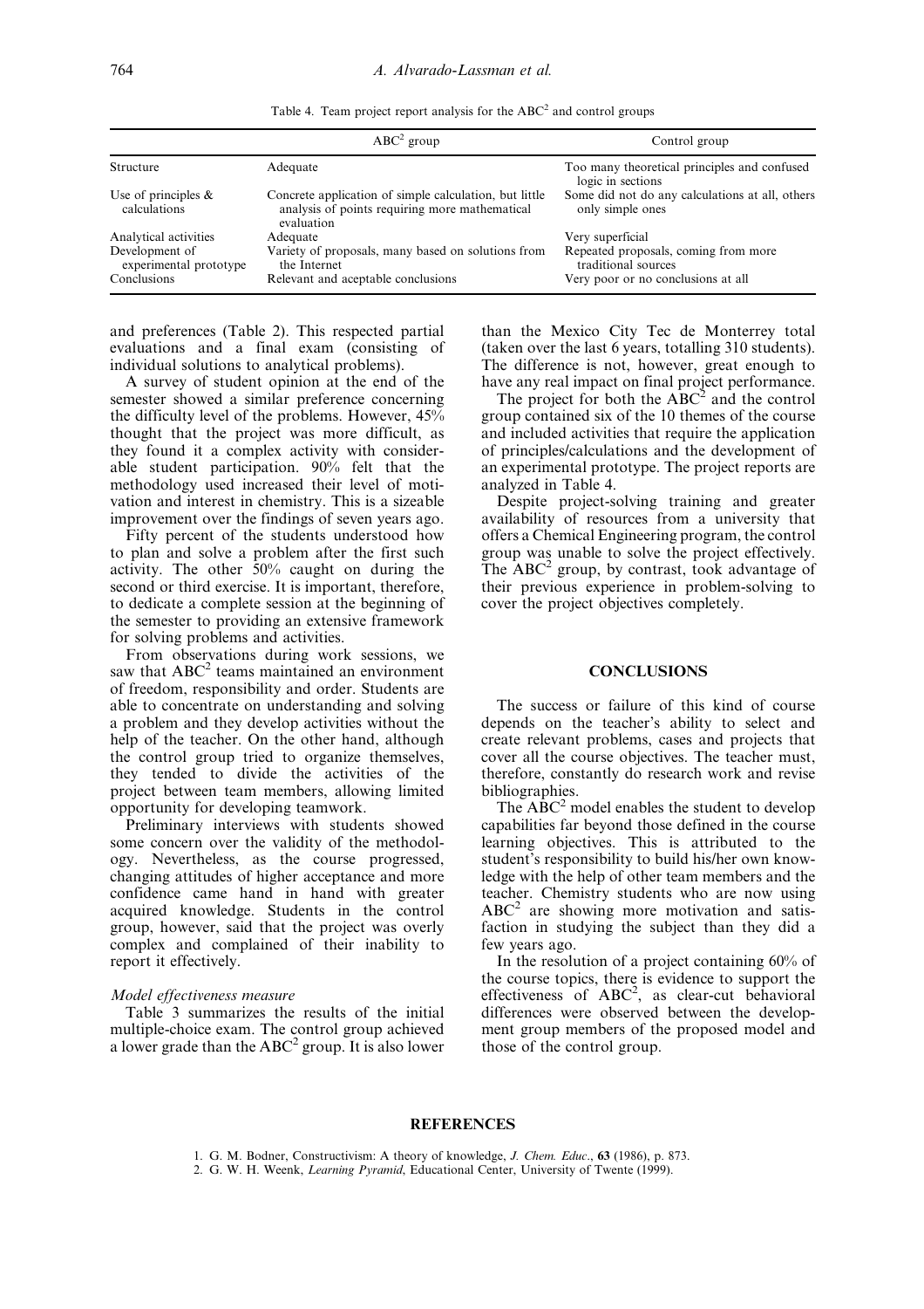Table 4. Team project report analysis for the $ABC^2$ and control groups

| | $ABC^2$ group | Control group |
|---|---|---|
| Structure | Adequate | Too many theoretical principles and confused logic in sections |
| Use of principles & calculations | Concrete application of simple calculation, but little analysis of points requiring more mathematical evaluation | Some did not do any calculations at all, others only simple ones |
| Analytical activities | Adequate | Very superficial |
| Development of experimental prototype | Variety of proposals, many based on solutions from the Internet | Repeated proposals, coming from more traditional sources |
| Conclusions | Relevant and aceptable conclusions | Very poor or no conclusions at all |

and preferences (Table 2). This respected partial evaluations and a final exam (consisting of individual solutions to analytical problems).

A survey of student opinion at the end of the semester showed a similar preference concerning the difficulty level of the problems. However, 45% thought that the project was more difficult, as they found it a complex activity with considerable student participation. 90% felt that the methodology used increased their level of motivation and interest in chemistry. This is a sizeable improvement over the findings of seven years ago.

Fifty percent of the students understood how to plan and solve a problem after the first such activity. The other 50% caught on during the second or third exercise. It is important, therefore, to dedicate a complete session at the beginning of the semester to providing an extensive framework for solving problems and activities.

From observations during work sessions, we saw that $ABC^2$ teams maintained an environment of freedom, responsibility and order. Students are able to concentrate on understanding and solving a problem and they develop activities without the help of the teacher. On the other hand, although the control group tried to organize themselves, they tended to divide the activities of the project between team members, allowing limited opportunity for developing teamwork.

Preliminary interviews with students showed some concern over the validity of the methodology. Nevertheless, as the course progressed, changing attitudes of higher acceptance and more confidence came hand in hand with greater acquired knowledge. Students in the control group, however, said that the project was overly complex and complained of their inability to report it effectively.

*Model effectiveness measure*

Table 3 summarizes the results of the initial multiple-choice exam. The control group achieved a lower grade than the $ABC^2$ group. It is also lower than the Mexico City Tec de Monterrey total (taken over the last 6 years, totalling 310 students). The difference is not, however, great enough to have any real impact on final project performance.

The project for both the $ABC^2$ and the control group contained six of the 10 themes of the course and included activities that require the application of principles/calculations and the development of an experimental prototype. The project reports are analyzed in Table 4.

Despite project-solving training and greater availability of resources from a university that offers a Chemical Engineering program, the control group was unable to solve the project effectively. The $ABC^2$ group, by contrast, took advantage of their previous experience in problem-solving to cover the project objectives completely.

## CONCLUSIONS

The success or failure of this kind of course depends on the teacher's ability to select and create relevant problems, cases and projects that cover all the course objectives. The teacher must, therefore, constantly do research work and revise bibliographies.

The $ABC^2$ model enables the student to develop capabilities far beyond those defined in the course learning objectives. This is attributed to the student's responsibility to build his/her own knowledge with the help of other team members and the teacher. Chemistry students who are now using $ABC^2$ are showing more motivation and satisfaction in studying the subject than they did a few years ago.

In the resolution of a project containing 60% of the course topics, there is evidence to support the effectiveness of $ABC^2$, as clear-cut behavioral differences were observed between the development group members of the proposed model and those of the control group.

## REFERENCES

1. G. M. Bodner, Constructivism: A theory of knowledge, *J. Chem. Educ*., **63** (1986), p. 873.
2. G. W. H. Weenk, *Learning Pyramid*, Educational Center, University of Twente (1999).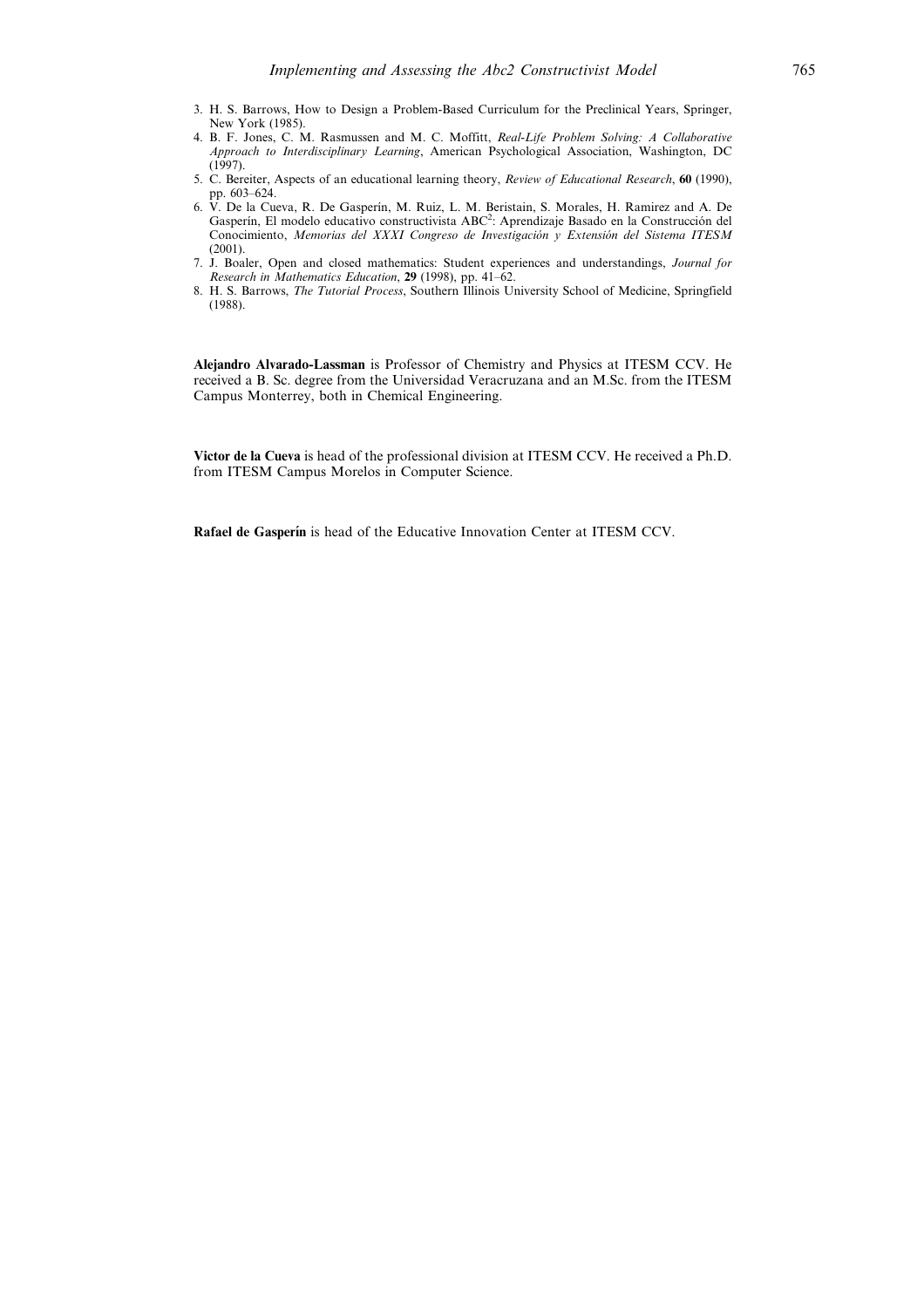3. H. S. Barrows, How to Design a Problem-Based Curriculum for the Preclinical Years, Springer, New York (1985).
4. B. F. Jones, C. M. Rasmussen and M. C. Moffitt, *Real-Life Problem Solving: A Collaborative Approach to Interdisciplinary Learning*, American Psychological Association, Washington, DC (1997).
5. C. Bereiter, Aspects of an educational learning theory, *Review of Educational Research*, **60** (1990), pp. 603–624.
6. V. De la Cueva, R. De Gasperín, M. Ruiz, L. M. Beristain, S. Morales, H. Ramirez and A. De Gasperín, El modelo educativo constructivista $ABC^2$: Aprendizaje Basado en la Construcción del Conocimiento, *Memorias del XXXI Congreso de Investigación y Extensión del Sistema ITESM* (2001).
7. J. Boaler, Open and closed mathematics: Student experiences and understandings, *Journal for Research in Mathematics Education*, **29** (1998), pp. 41–62.
8. H. S. Barrows, *The Tutorial Process*, Southern Illinois University School of Medicine, Springfield (1988).

**Alejandro Alvarado-Lassman** is Professor of Chemistry and Physics at ITESM CCV. He received a B. Sc. degree from the Universidad Veracruzana and an M.Sc. from the ITESM Campus Monterrey, both in Chemical Engineering.

**Victor de la Cueva** is head of the professional division at ITESM CCV. He received a Ph.D. from ITESM Campus Morelos in Computer Science.

**Rafael de Gasperín** is head of the Educative Innovation Center at ITESM CCV.